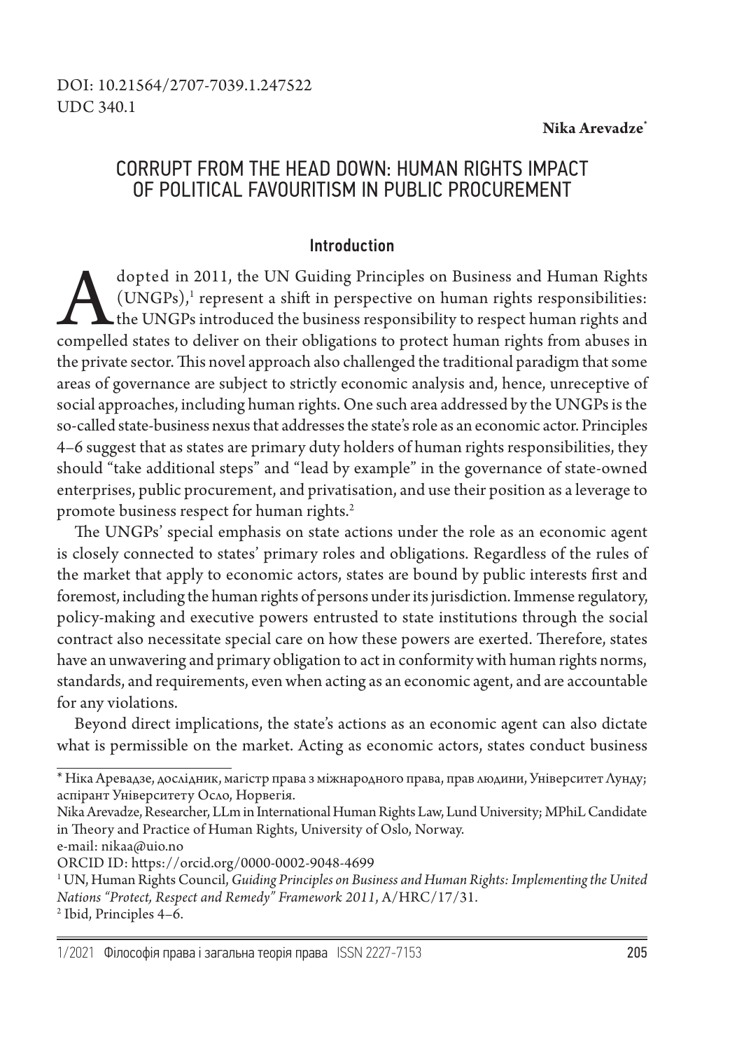DOI: 10.21564/2707-7039.1.247522
UDC 340.1

**Nika Arevadze***

# CORRUPT FROM THE HEAD DOWN: HUMAN RIGHTS IMPACT OF POLITICAL FAVOURITISM IN PUBLIC PROCUREMENT

## Introduction

Adopted in 2011, the UN Guiding Principles on Business and Human Rights (UNGPs),[1] represent a shift in perspective on human rights responsibilities: the UNGPs introduced the business responsibility to respect human rights and compelled states to deliver on their obligations to protect human rights from abuses in the private sector. This novel approach also challenged the traditional paradigm that some areas of governance are subject to strictly economic analysis and, hence, unreceptive of social approaches, including human rights. One such area addressed by the UNGPs is the so-called state-business nexus that addresses the state's role as an economic actor. Principles 4–6 suggest that as states are primary duty holders of human rights responsibilities, they should "take additional steps" and "lead by example" in the governance of state-owned enterprises, public procurement, and privatisation, and use their position as a leverage to promote business respect for human rights.[2]

The UNGPs' special emphasis on state actions under the role as an economic agent is closely connected to states' primary roles and obligations. Regardless of the rules of the market that apply to economic actors, states are bound by public interests first and foremost, including the human rights of persons under its jurisdiction. Immense regulatory, policy-making and executive powers entrusted to state institutions through the social contract also necessitate special care on how these powers are exerted. Therefore, states have an unwavering and primary obligation to act in conformity with human rights norms, standards, and requirements, even when acting as an economic agent, and are accountable for any violations.

Beyond direct implications, the state's actions as an economic agent can also dictate what is permissible on the market. Acting as economic actors, states conduct business

---

\* Ніка Аревадзе, дослідник, магістр права з міжнародного права, прав людини, Університет Лунду; аспірант Університету Осло, Норвегія.

Nika Arevadze, Researcher, LLm in International Human Rights Law, Lund University; MPhiL Candidate in Theory and Practice of Human Rights, University of Oslo, Norway.

e-mail: nikaa@uio.no

ORCID ID: https://orcid.org/0000-0002-9048-4699

[1] UN, Human Rights Council, *Guiding Principles on Business and Human Rights: Implementing the United Nations "Protect, Respect and Remedy" Framework 2011*, A/HRC/17/31.

[2] Ibid, Principles 4–6.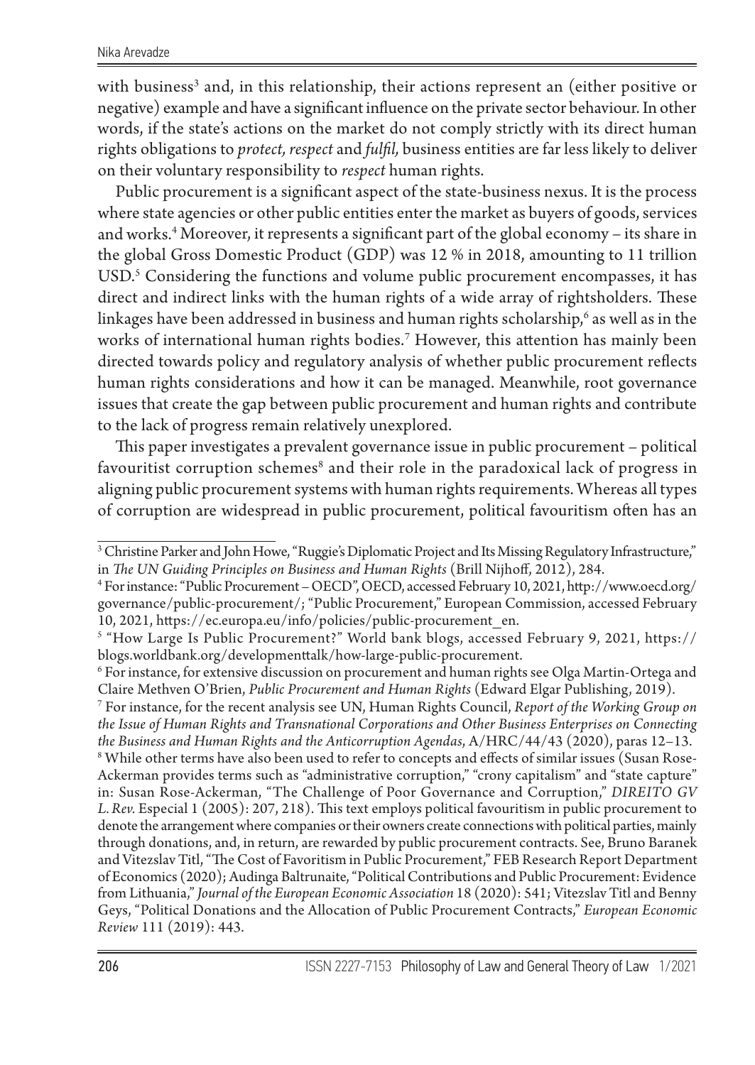with business[3] and, in this relationship, their actions represent an (either positive or negative) example and have a significant influence on the private sector behaviour. In other words, if the state's actions on the market do not comply strictly with its direct human rights obligations to *protect, respect* and *fulfil,* business entities are far less likely to deliver on their voluntary responsibility to *respect* human rights.

Public procurement is a significant aspect of the state-business nexus. It is the process where state agencies or other public entities enter the market as buyers of goods, services and works.[4] Moreover, it represents a significant part of the global economy – its share in the global Gross Domestic Product (GDP) was 12 % in 2018, amounting to 11 trillion USD.[5] Considering the functions and volume public procurement encompasses, it has direct and indirect links with the human rights of a wide array of rightsholders. These linkages have been addressed in business and human rights scholarship,[6] as well as in the works of international human rights bodies.[7] However, this attention has mainly been directed towards policy and regulatory analysis of whether public procurement reflects human rights considerations and how it can be managed. Meanwhile, root governance issues that create the gap between public procurement and human rights and contribute to the lack of progress remain relatively unexplored.

This paper investigates a prevalent governance issue in public procurement – political favouritist corruption schemes[8] and their role in the paradoxical lack of progress in aligning public procurement systems with human rights requirements. Whereas all types of corruption are widespread in public procurement, political favouritism often has an

---

[3] Christine Parker and John Howe, "Ruggie's Diplomatic Project and Its Missing Regulatory Infrastructure," in *The UN Guiding Principles on Business and Human Rights* (Brill Nijhoff, 2012), 284.

[4] For instance: "Public Procurement – OECD", OECD, accessed February 10, 2021, http://www.oecd.org/governance/public-procurement/; "Public Procurement," European Commission, accessed February 10, 2021, https://ec.europa.eu/info/policies/public-procurement_en.

[5] "How Large Is Public Procurement?" World bank blogs, accessed February 9, 2021, https://blogs.worldbank.org/developmenttalk/how-large-public-procurement.

[6] For instance, for extensive discussion on procurement and human rights see Olga Martin-Ortega and Claire Methven O'Brien, *Public Procurement and Human Rights* (Edward Elgar Publishing, 2019).

[7] For instance, for the recent analysis see UN, Human Rights Council, *Report of the Working Group on the Issue of Human Rights and Transnational Corporations and Other Business Enterprises on Connecting the Business and Human Rights and the Anticorruption Agendas*, A/HRC/44/43 (2020), paras 12–13.

[8] While other terms have also been used to refer to concepts and effects of similar issues (Susan Rose-Ackerman provides terms such as "administrative corruption," "crony capitalism" and "state capture" in: Susan Rose-Ackerman, "The Challenge of Poor Governance and Corruption," *DIREITO GV L. Rev.* Especial 1 (2005): 207, 218). This text employs political favouritism in public procurement to denote the arrangement where companies or their owners create connections with political parties, mainly through donations, and, in return, are rewarded by public procurement contracts. See, Bruno Baranek and Vitezslav Titl, "The Cost of Favoritism in Public Procurement," FEB Research Report Department of Economics (2020); Audinga Baltrunaite, "Political Contributions and Public Procurement: Evidence from Lithuania," *Journal of the European Economic Association* 18 (2020): 541; Vitezslav Titl and Benny Geys, "Political Donations and the Allocation of Public Procurement Contracts," *European Economic Review* 111 (2019): 443.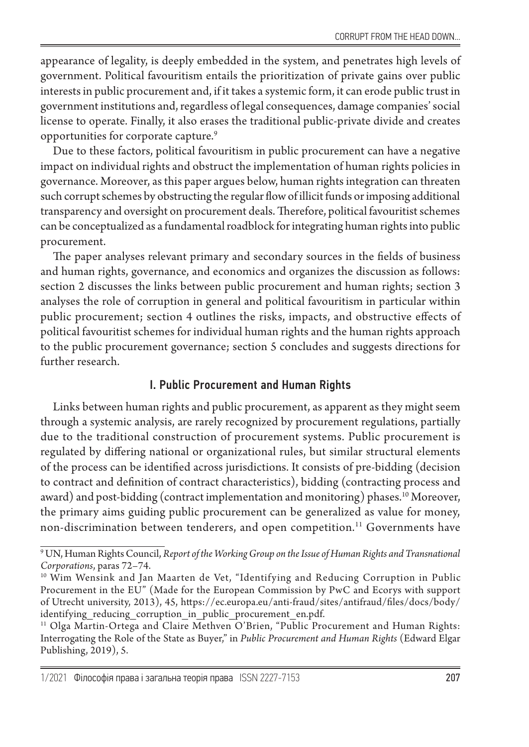appearance of legality, is deeply embedded in the system, and penetrates high levels of government. Political favouritism entails the prioritization of private gains over public interests in public procurement and, if it takes a systemic form, it can erode public trust in government institutions and, regardless of legal consequences, damage companies' social license to operate. Finally, it also erases the traditional public-private divide and creates opportunities for corporate capture.[9]

Due to these factors, political favouritism in public procurement can have a negative impact on individual rights and obstruct the implementation of human rights policies in governance. Moreover, as this paper argues below, human rights integration can threaten such corrupt schemes by obstructing the regular flow of illicit funds or imposing additional transparency and oversight on procurement deals. Therefore, political favouritist schemes can be conceptualized as a fundamental roadblock for integrating human rights into public procurement.

The paper analyses relevant primary and secondary sources in the fields of business and human rights, governance, and economics and organizes the discussion as follows: section 2 discusses the links between public procurement and human rights; section 3 analyses the role of corruption in general and political favouritism in particular within public procurement; section 4 outlines the risks, impacts, and obstructive effects of political favouritist schemes for individual human rights and the human rights approach to the public procurement governance; section 5 concludes and suggests directions for further research.

## I. Public Procurement and Human Rights

Links between human rights and public procurement, as apparent as they might seem through a systemic analysis, are rarely recognized by procurement regulations, partially due to the traditional construction of procurement systems. Public procurement is regulated by differing national or organizational rules, but similar structural elements of the process can be identified across jurisdictions. It consists of pre-bidding (decision to contract and definition of contract characteristics), bidding (contracting process and award) and post-bidding (contract implementation and monitoring) phases.[10] Moreover, the primary aims guiding public procurement can be generalized as value for money, non-discrimination between tenderers, and open competition.[11] Governments have

---

[9] UN, Human Rights Council, *Report of the Working Group on the Issue of Human Rights and Transnational Corporations*, paras 72–74.

[10] Wim Wensink and Jan Maarten de Vet, "Identifying and Reducing Corruption in Public Procurement in the EU" (Made for the European Commission by PwC and Ecorys with support of Utrecht university, 2013), 45, https://ec.europa.eu/anti-fraud/sites/antifraud/files/docs/body/identifying_reducing_corruption_in_public_procurement_en.pdf.

[11] Olga Martin-Ortega and Claire Methven O'Brien, "Public Procurement and Human Rights: Interrogating the Role of the State as Buyer," in *Public Procurement and Human Rights* (Edward Elgar Publishing, 2019), 5.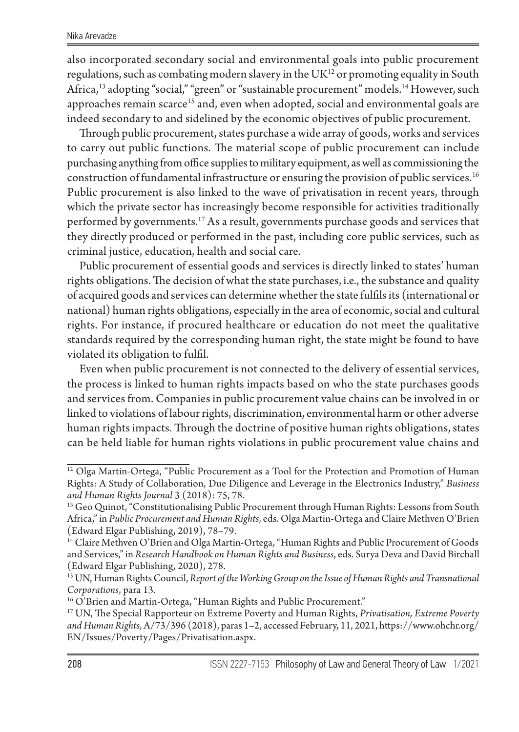also incorporated secondary social and environmental goals into public procurement regulations, such as combating modern slavery in the UK[12] or promoting equality in South Africa,[13] adopting "social," "green" or "sustainable procurement" models.[14] However, such approaches remain scarce[15] and, even when adopted, social and environmental goals are indeed secondary to and sidelined by the economic objectives of public procurement.

Through public procurement, states purchase a wide array of goods, works and services to carry out public functions. The material scope of public procurement can include purchasing anything from office supplies to military equipment, as well as commissioning the construction of fundamental infrastructure or ensuring the provision of public services.[16] Public procurement is also linked to the wave of privatisation in recent years, through which the private sector has increasingly become responsible for activities traditionally performed by governments.[17] As a result, governments purchase goods and services that they directly produced or performed in the past, including core public services, such as criminal justice, education, health and social care.

Public procurement of essential goods and services is directly linked to states' human rights obligations. The decision of what the state purchases, i.e., the substance and quality of acquired goods and services can determine whether the state fulfils its (international or national) human rights obligations, especially in the area of economic, social and cultural rights. For instance, if procured healthcare or education do not meet the qualitative standards required by the corresponding human right, the state might be found to have violated its obligation to fulfil.

Even when public procurement is not connected to the delivery of essential services, the process is linked to human rights impacts based on who the state purchases goods and services from. Companies in public procurement value chains can be involved in or linked to violations of labour rights, discrimination, environmental harm or other adverse human rights impacts. Through the doctrine of positive human rights obligations, states can be held liable for human rights violations in public procurement value chains and

---

[12] Olga Martin-Ortega, "Public Procurement as a Tool for the Protection and Promotion of Human Rights: A Study of Collaboration, Due Diligence and Leverage in the Electronics Industry," *Business and Human Rights Journal* 3 (2018): 75, 78.

[13] Geo Quinot, "Constitutionalising Public Procurement through Human Rights: Lessons from South Africa," in *Public Procurement and Human Rights*, eds. Olga Martin-Ortega and Claire Methven O'Brien (Edward Elgar Publishing, 2019), 78–79.

[14] Claire Methven O'Brien and Olga Martin-Ortega, "Human Rights and Public Procurement of Goods and Services," in *Research Handbook on Human Rights and Business*, eds. Surya Deva and David Birchall (Edward Elgar Publishing, 2020), 278.

[15] UN, Human Rights Council, *Report of the Working Group on the Issue of Human Rights and Transnational Corporations*, para 13.

[16] O'Brien and Martin-Ortega, "Human Rights and Public Procurement."

[17] UN, The Special Rapporteur on Extreme Poverty and Human Rights, *Privatisation, Extreme Poverty and Human Rights*, A/73/396 (2018), paras 1–2, accessed February, 11, 2021, https://www.ohchr.org/EN/Issues/Poverty/Pages/Privatisation.aspx.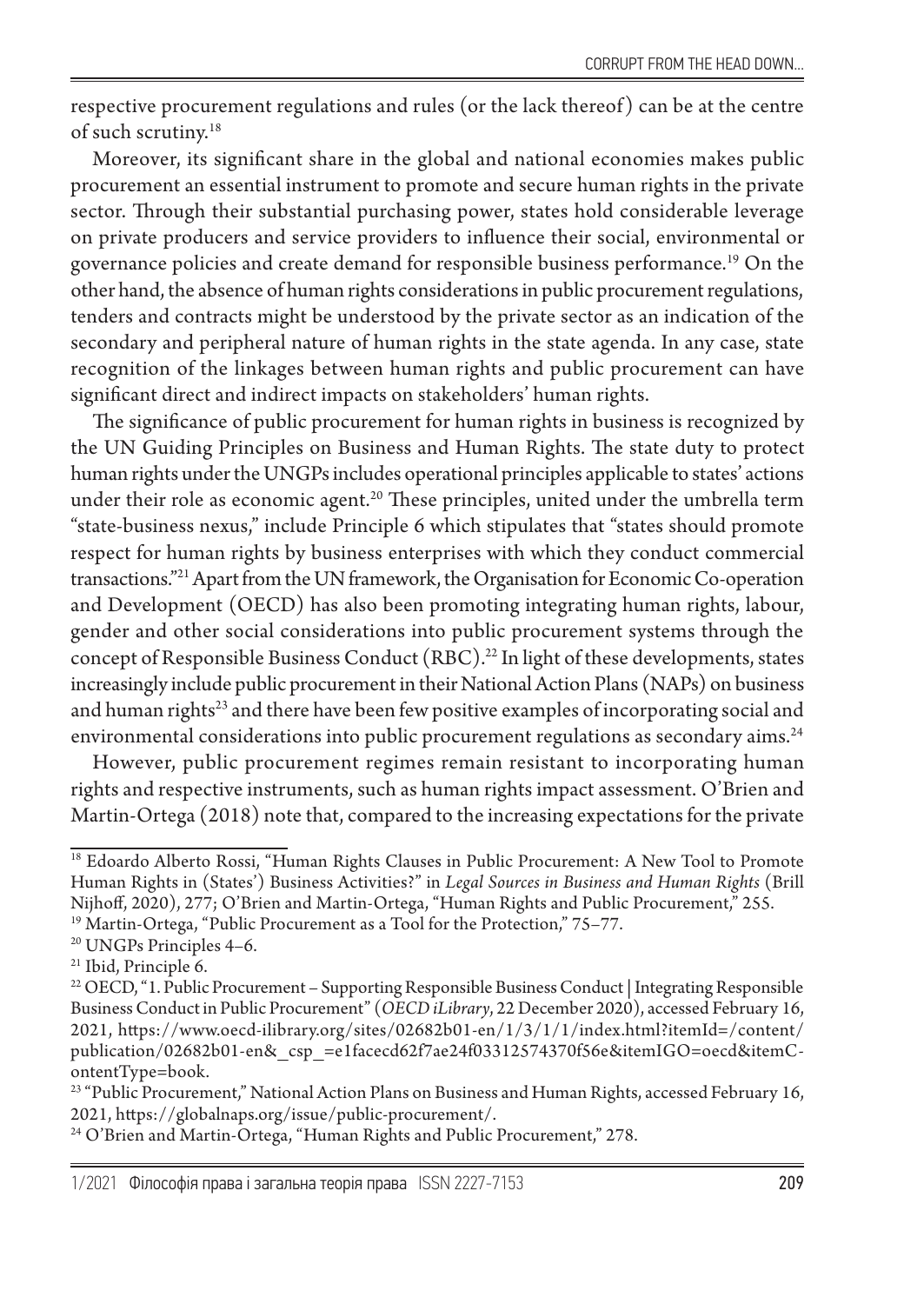respective procurement regulations and rules (or the lack thereof) can be at the centre of such scrutiny.[18]

Moreover, its significant share in the global and national economies makes public procurement an essential instrument to promote and secure human rights in the private sector. Through their substantial purchasing power, states hold considerable leverage on private producers and service providers to influence their social, environmental or governance policies and create demand for responsible business performance.[19] On the other hand, the absence of human rights considerations in public procurement regulations, tenders and contracts might be understood by the private sector as an indication of the secondary and peripheral nature of human rights in the state agenda. In any case, state recognition of the linkages between human rights and public procurement can have significant direct and indirect impacts on stakeholders' human rights.

The significance of public procurement for human rights in business is recognized by the UN Guiding Principles on Business and Human Rights. The state duty to protect human rights under the UNGPs includes operational principles applicable to states' actions under their role as economic agent.[20] These principles, united under the umbrella term "state-business nexus," include Principle 6 which stipulates that "states should promote respect for human rights by business enterprises with which they conduct commercial transactions."[21] Apart from the UN framework, the Organisation for Economic Co-operation and Development (OECD) has also been promoting integrating human rights, labour, gender and other social considerations into public procurement systems through the concept of Responsible Business Conduct (RBC).[22] In light of these developments, states increasingly include public procurement in their National Action Plans (NAPs) on business and human rights[23] and there have been few positive examples of incorporating social and environmental considerations into public procurement regulations as secondary aims.[24]

However, public procurement regimes remain resistant to incorporating human rights and respective instruments, such as human rights impact assessment. O'Brien and Martin-Ortega (2018) note that, compared to the increasing expectations for the private

---

[18] Edoardo Alberto Rossi, "Human Rights Clauses in Public Procurement: A New Tool to Promote Human Rights in (States') Business Activities?" in *Legal Sources in Business and Human Rights* (Brill Nijhoff, 2020), 277; O'Brien and Martin-Ortega, "Human Rights and Public Procurement," 255.

[19] Martin-Ortega, "Public Procurement as a Tool for the Protection," 75–77.

[20] UNGPs Principles 4–6.

[21] Ibid, Principle 6.

[22] OECD, "1. Public Procurement – Supporting Responsible Business Conduct | Integrating Responsible Business Conduct in Public Procurement" (*OECD iLibrary*, 22 December 2020), accessed February 16, 2021, https://www.oecd-ilibrary.org/sites/02682b01-en/1/3/1/1/index.html?itemId=/content/publication/02682b01-en&_csp_=e1facecd62f7ae24f03312574370f56e&itemIGO=oecd&itemContentType=book.

[23] "Public Procurement," National Action Plans on Business and Human Rights, accessed February 16, 2021, https://globalnaps.org/issue/public-procurement/.

[24] O'Brien and Martin-Ortega, "Human Rights and Public Procurement," 278.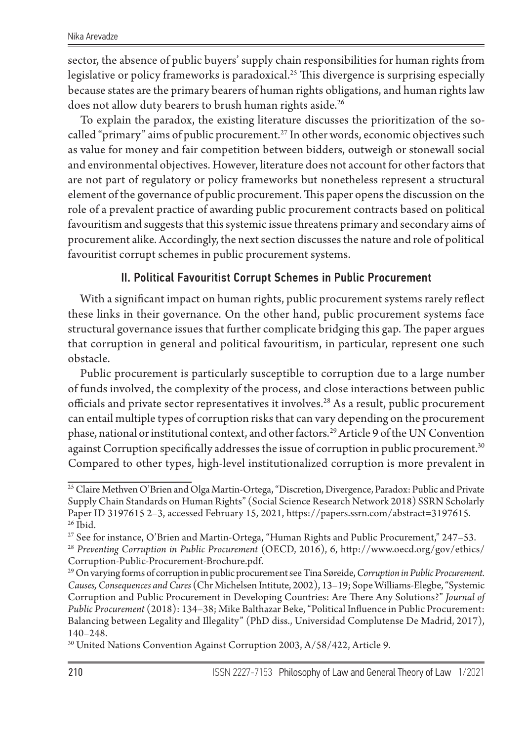sector, the absence of public buyers' supply chain responsibilities for human rights from legislative or policy frameworks is paradoxical.[25] This divergence is surprising especially because states are the primary bearers of human rights obligations, and human rights law does not allow duty bearers to brush human rights aside.[26]

To explain the paradox, the existing literature discusses the prioritization of the so-called "primary" aims of public procurement.[27] In other words, economic objectives such as value for money and fair competition between bidders, outweigh or stonewall social and environmental objectives. However, literature does not account for other factors that are not part of regulatory or policy frameworks but nonetheless represent a structural element of the governance of public procurement. This paper opens the discussion on the role of a prevalent practice of awarding public procurement contracts based on political favouritism and suggests that this systemic issue threatens primary and secondary aims of procurement alike. Accordingly, the next section discusses the nature and role of political favouritist corrupt schemes in public procurement systems.

## II. Political Favouritist Corrupt Schemes in Public Procurement

With a significant impact on human rights, public procurement systems rarely reflect these links in their governance. On the other hand, public procurement systems face structural governance issues that further complicate bridging this gap. The paper argues that corruption in general and political favouritism, in particular, represent one such obstacle.

Public procurement is particularly susceptible to corruption due to a large number of funds involved, the complexity of the process, and close interactions between public officials and private sector representatives it involves.[28] As a result, public procurement can entail multiple types of corruption risks that can vary depending on the procurement phase, national or institutional context, and other factors.[29] Article 9 of the UN Convention against Corruption specifically addresses the issue of corruption in public procurement.[30] Compared to other types, high-level institutionalized corruption is more prevalent in

---

[25] Claire Methven O'Brien and Olga Martin-Ortega, "Discretion, Divergence, Paradox: Public and Private Supply Chain Standards on Human Rights" (Social Science Research Network 2018) SSRN Scholarly Paper ID 3197615 2–3, accessed February 15, 2021, https://papers.ssrn.com/abstract=3197615.

[26] Ibid.

[27] See for instance, O'Brien and Martin-Ortega, "Human Rights and Public Procurement," 247–53.

[28] *Preventing Corruption in Public Procurement* (OECD, 2016), 6, http://www.oecd.org/gov/ethics/Corruption-Public-Procurement-Brochure.pdf.

[29] On varying forms of corruption in public procurement see Tina Søreide, *Corruption in Public Procurement. Causes, Consequences and Cures* (Chr Michelsen Intitute, 2002), 13–19; Sope Williams-Elegbe, "Systemic Corruption and Public Procurement in Developing Countries: Are There Any Solutions?" *Journal of Public Procurement* (2018): 134–38; Mike Balthazar Beke, "Political Influence in Public Procurement: Balancing between Legality and Illegality" (PhD diss., Universidad Complutense De Madrid, 2017), 140–248.

[30] United Nations Convention Against Corruption 2003, A/58/422, Article 9.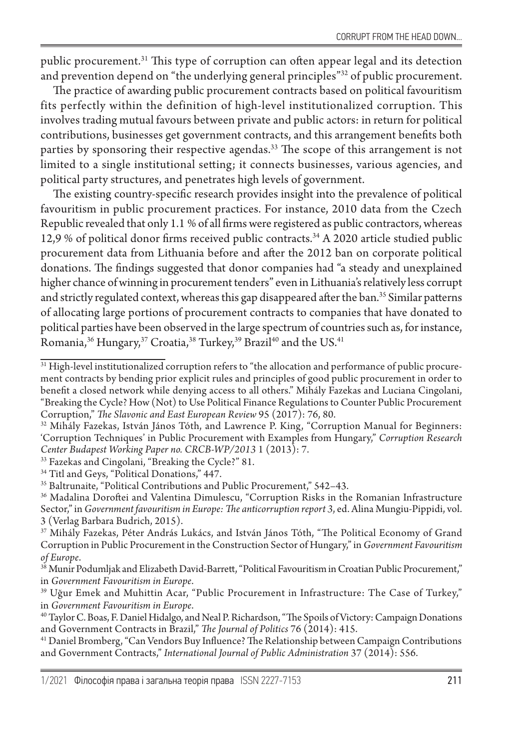public procurement.[31] This type of corruption can often appear legal and its detection and prevention depend on "the underlying general principles"[32] of public procurement.

The practice of awarding public procurement contracts based on political favouritism fits perfectly within the definition of high-level institutionalized corruption. This involves trading mutual favours between private and public actors: in return for political contributions, businesses get government contracts, and this arrangement benefits both parties by sponsoring their respective agendas.[33] The scope of this arrangement is not limited to a single institutional setting; it connects businesses, various agencies, and political party structures, and penetrates high levels of government.

The existing country-specific research provides insight into the prevalence of political favouritism in public procurement practices. For instance, 2010 data from the Czech Republic revealed that only 1.1 % of all firms were registered as public contractors, whereas 12,9 % of political donor firms received public contracts.[34] A 2020 article studied public procurement data from Lithuania before and after the 2012 ban on corporate political donations. The findings suggested that donor companies had "a steady and unexplained higher chance of winning in procurement tenders" even in Lithuania's relatively less corrupt and strictly regulated context, whereas this gap disappeared after the ban.[35] Similar patterns of allocating large portions of procurement contracts to companies that have donated to political parties have been observed in the large spectrum of countries such as, for instance, Romania,[36] Hungary,[37] Croatia,[38] Turkey,[39] Brazil[40] and the US.[41]

---

[31] High-level institutionalized corruption refers to "the allocation and performance of public procurement contracts by bending prior explicit rules and principles of good public procurement in order to benefit a closed network while denying access to all others." Mihály Fazekas and Luciana Cingolani, "Breaking the Cycle? How (Not) to Use Political Finance Regulations to Counter Public Procurement Corruption," *The Slavonic and East European Review* 95 (2017): 76, 80.

[32] Mihály Fazekas, István János Tóth, and Lawrence P. King, "Corruption Manual for Beginners: 'Corruption Techniques' in Public Procurement with Examples from Hungary," *Corruption Research Center Budapest Working Paper no. CRCB-WP/2013* 1 (2013): 7.

[33] Fazekas and Cingolani, "Breaking the Cycle?" 81.

[34] Titl and Geys, "Political Donations," 447.

[35] Baltrunaite, "Political Contributions and Public Procurement," 542–43.

[36] Madalina Doroftei and Valentina Dimulescu, "Corruption Risks in the Romanian Infrastructure Sector," in *Government favouritism in Europe: The anticorruption report 3*, ed. Alina Mungiu-Pippidi, vol. 3 (Verlag Barbara Budrich, 2015).

[37] Mihály Fazekas, Péter András Lukács, and István János Tóth, "The Political Economy of Grand Corruption in Public Procurement in the Construction Sector of Hungary," in *Government Favouritism of Europe*.

[38] Munir Podumljak and Elizabeth David-Barrett, "Political Favouritism in Croatian Public Procurement," in *Government Favouritism in Europe*.

[39] Uğur Emek and Muhittin Acar, "Public Procurement in Infrastructure: The Case of Turkey," in *Government Favouritism in Europe*.

[40] Taylor C. Boas, F. Daniel Hidalgo, and Neal P. Richardson, "The Spoils of Victory: Campaign Donations and Government Contracts in Brazil," *The Journal of Politics* 76 (2014): 415.

[41] Daniel Bromberg, "Can Vendors Buy Influence? The Relationship between Campaign Contributions and Government Contracts," *International Journal of Public Administration* 37 (2014): 556.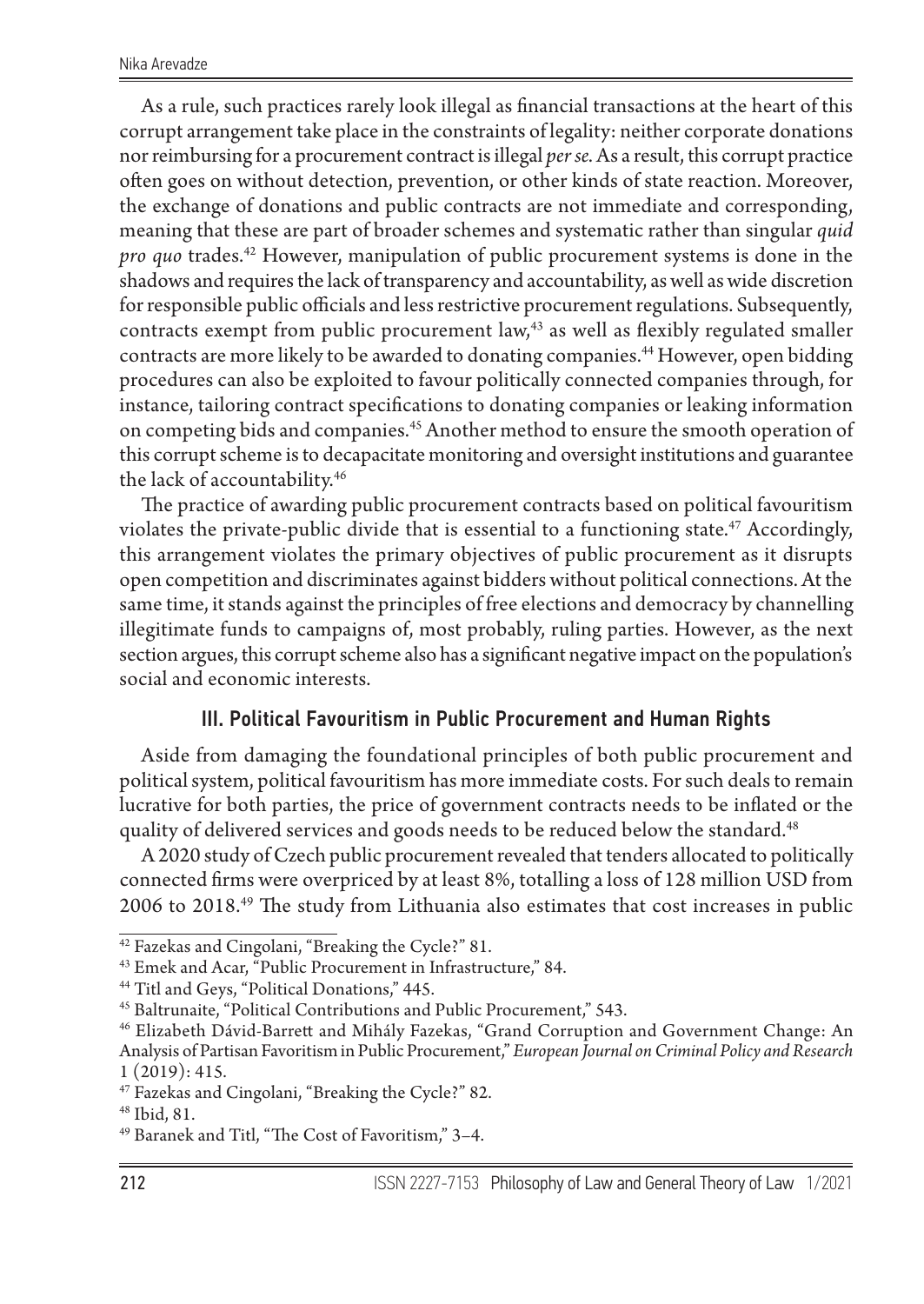As a rule, such practices rarely look illegal as financial transactions at the heart of this corrupt arrangement take place in the constraints of legality: neither corporate donations nor reimbursing for a procurement contract is illegal *per se*. As a result, this corrupt practice often goes on without detection, prevention, or other kinds of state reaction. Moreover, the exchange of donations and public contracts are not immediate and corresponding, meaning that these are part of broader schemes and systematic rather than singular *quid pro quo* trades.[42] However, manipulation of public procurement systems is done in the shadows and requires the lack of transparency and accountability, as well as wide discretion for responsible public officials and less restrictive procurement regulations. Subsequently, contracts exempt from public procurement law,[43] as well as flexibly regulated smaller contracts are more likely to be awarded to donating companies.[44] However, open bidding procedures can also be exploited to favour politically connected companies through, for instance, tailoring contract specifications to donating companies or leaking information on competing bids and companies.[45] Another method to ensure the smooth operation of this corrupt scheme is to decapacitate monitoring and oversight institutions and guarantee the lack of accountability.[46]

The practice of awarding public procurement contracts based on political favouritism violates the private-public divide that is essential to a functioning state.[47] Accordingly, this arrangement violates the primary objectives of public procurement as it disrupts open competition and discriminates against bidders without political connections. At the same time, it stands against the principles of free elections and democracy by channelling illegitimate funds to campaigns of, most probably, ruling parties. However, as the next section argues, this corrupt scheme also has a significant negative impact on the population's social and economic interests.

## III. Political Favouritism in Public Procurement and Human Rights

Aside from damaging the foundational principles of both public procurement and political system, political favouritism has more immediate costs. For such deals to remain lucrative for both parties, the price of government contracts needs to be inflated or the quality of delivered services and goods needs to be reduced below the standard.[48]

A 2020 study of Czech public procurement revealed that tenders allocated to politically connected firms were overpriced by at least 8%, totalling a loss of 128 million USD from 2006 to 2018.[49] The study from Lithuania also estimates that cost increases in public

---

[42] Fazekas and Cingolani, "Breaking the Cycle?" 81.

[43] Emek and Acar, "Public Procurement in Infrastructure," 84.

[44] Titl and Geys, "Political Donations," 445.

[45] Baltrunaite, "Political Contributions and Public Procurement," 543.

[46] Elizabeth Dávid-Barrett and Mihály Fazekas, "Grand Corruption and Government Change: An Analysis of Partisan Favoritism in Public Procurement," *European Journal on Criminal Policy and Research* 1 (2019): 415.

[47] Fazekas and Cingolani, "Breaking the Cycle?" 82.

[48] Ibid, 81.

[49] Baranek and Titl, "The Cost of Favoritism," 3–4.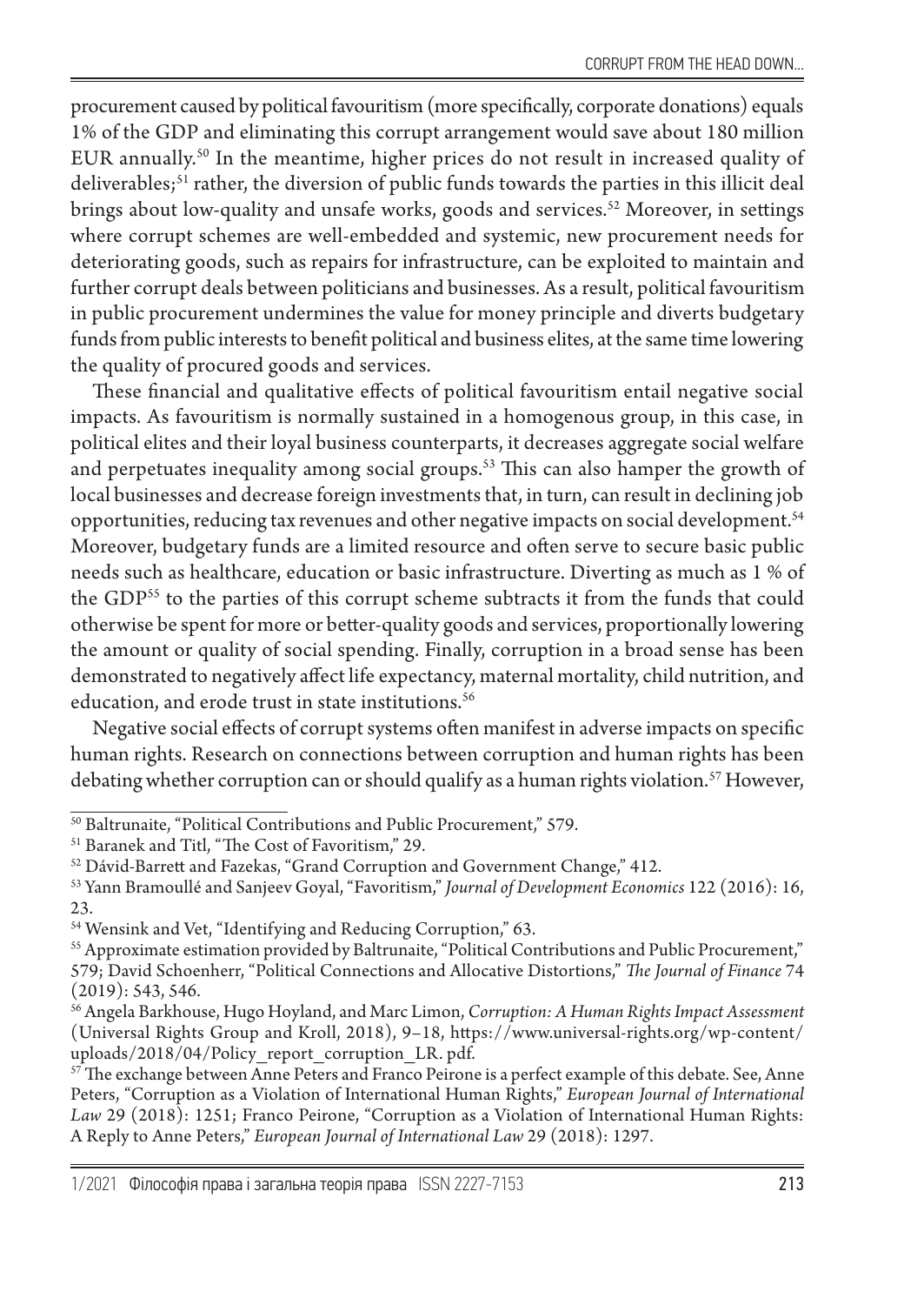procurement caused by political favouritism (more specifically, corporate donations) equals 1% of the GDP and eliminating this corrupt arrangement would save about 180 million EUR annually.[50] In the meantime, higher prices do not result in increased quality of deliverables;[51] rather, the diversion of public funds towards the parties in this illicit deal brings about low-quality and unsafe works, goods and services.[52] Moreover, in settings where corrupt schemes are well-embedded and systemic, new procurement needs for deteriorating goods, such as repairs for infrastructure, can be exploited to maintain and further corrupt deals between politicians and businesses. As a result, political favouritism in public procurement undermines the value for money principle and diverts budgetary funds from public interests to benefit political and business elites, at the same time lowering the quality of procured goods and services.

These financial and qualitative effects of political favouritism entail negative social impacts. As favouritism is normally sustained in a homogenous group, in this case, in political elites and their loyal business counterparts, it decreases aggregate social welfare and perpetuates inequality among social groups.[53] This can also hamper the growth of local businesses and decrease foreign investments that, in turn, can result in declining job opportunities, reducing tax revenues and other negative impacts on social development.[54] Moreover, budgetary funds are a limited resource and often serve to secure basic public needs such as healthcare, education or basic infrastructure. Diverting as much as 1 % of the GDP[55] to the parties of this corrupt scheme subtracts it from the funds that could otherwise be spent for more or better-quality goods and services, proportionally lowering the amount or quality of social spending. Finally, corruption in a broad sense has been demonstrated to negatively affect life expectancy, maternal mortality, child nutrition, and education, and erode trust in state institutions.[56]

Negative social effects of corrupt systems often manifest in adverse impacts on specific human rights. Research on connections between corruption and human rights has been debating whether corruption can or should qualify as a human rights violation.[57] However,

---

[50] Baltrunaite, "Political Contributions and Public Procurement," 579.

[51] Baranek and Titl, "The Cost of Favoritism," 29.

[52] Dávid-Barrett and Fazekas, "Grand Corruption and Government Change," 412.

[53] Yann Bramoullé and Sanjeev Goyal, "Favoritism," *Journal of Development Economics* 122 (2016): 16, 23.

[54] Wensink and Vet, "Identifying and Reducing Corruption," 63.

[55] Approximate estimation provided by Baltrunaite, "Political Contributions and Public Procurement," 579; David Schoenherr, "Political Connections and Allocative Distortions," *The Journal of Finance* 74 (2019): 543, 546.

[56] Angela Barkhouse, Hugo Hoyland, and Marc Limon, *Corruption: A Human Rights Impact Assessment* (Universal Rights Group and Kroll, 2018), 9–18, https://www.universal-rights.org/wp-content/uploads/2018/04/Policy_report_corruption_LR. pdf.

[57] The exchange between Anne Peters and Franco Peirone is a perfect example of this debate. See, Anne Peters, "Corruption as a Violation of International Human Rights," *European Journal of International Law* 29 (2018): 1251; Franco Peirone, "Corruption as a Violation of International Human Rights: A Reply to Anne Peters," *European Journal of International Law* 29 (2018): 1297.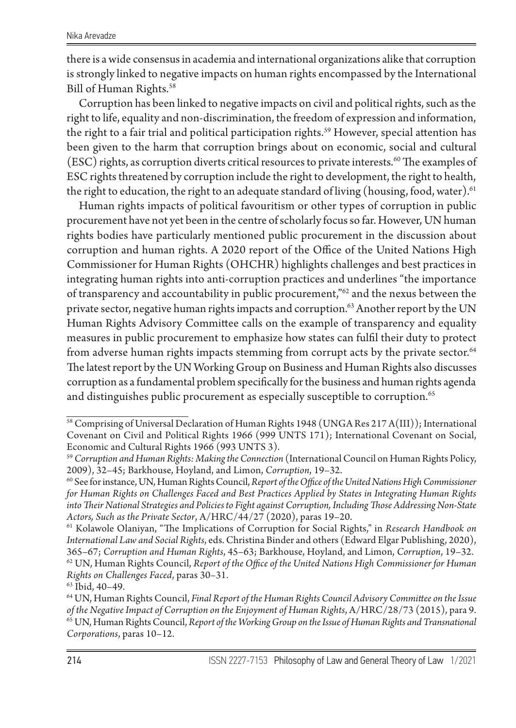there is a wide consensus in academia and international organizations alike that corruption is strongly linked to negative impacts on human rights encompassed by the International Bill of Human Rights.[58]

Corruption has been linked to negative impacts on civil and political rights, such as the right to life, equality and non-discrimination, the freedom of expression and information, the right to a fair trial and political participation rights.[59] However, special attention has been given to the harm that corruption brings about on economic, social and cultural (ESC) rights, as corruption diverts critical resources to private interests.[60] The examples of ESC rights threatened by corruption include the right to development, the right to health, the right to education, the right to an adequate standard of living (housing, food, water).[61]

Human rights impacts of political favouritism or other types of corruption in public procurement have not yet been in the centre of scholarly focus so far. However, UN human rights bodies have particularly mentioned public procurement in the discussion about corruption and human rights. A 2020 report of the Office of the United Nations High Commissioner for Human Rights (OHCHR) highlights challenges and best practices in integrating human rights into anti-corruption practices and underlines "the importance of transparency and accountability in public procurement,"[62] and the nexus between the private sector, negative human rights impacts and corruption.[63] Another report by the UN Human Rights Advisory Committee calls on the example of transparency and equality measures in public procurement to emphasize how states can fulfil their duty to protect from adverse human rights impacts stemming from corrupt acts by the private sector.[64] The latest report by the UN Working Group on Business and Human Rights also discusses corruption as a fundamental problem specifically for the business and human rights agenda and distinguishes public procurement as especially susceptible to corruption.[65]

---

[58] Comprising of Universal Declaration of Human Rights 1948 (UNGA Res 217 A(III)); International Covenant on Civil and Political Rights 1966 (999 UNTS 171); International Covenant on Social, Economic and Cultural Rights 1966 (993 UNTS 3).

[59] *Corruption and Human Rights: Making the Connection* (International Council on Human Rights Policy, 2009), 32–45; Barkhouse, Hoyland, and Limon, *Corruption*, 19–32.

[60] See for instance, UN, Human Rights Council, *Report of the Office of the United Nations High Commissioner for Human Rights on Challenges Faced and Best Practices Applied by States in Integrating Human Rights into Their National Strategies and Policies to Fight against Corruption, Including Those Addressing Non-State Actors, Such as the Private Sector*, A/HRC/44/27 (2020), paras 19–20.

[61] Kolawole Olaniyan, "The Implications of Corruption for Social Rights," in *Research Handbook on International Law and Social Rights*, eds. Christina Binder and others (Edward Elgar Publishing, 2020), 365–67; *Corruption and Human Rights*, 45–63; Barkhouse, Hoyland, and Limon, *Corruption*, 19–32.

[62] UN, Human Rights Council, *Report of the Office of the United Nations High Commissioner for Human Rights on Challenges Faced*, paras 30–31.

[63] Ibid, 40–49.

[64] UN, Human Rights Council, *Final Report of the Human Rights Council Advisory Committee on the Issue of the Negative Impact of Corruption on the Enjoyment of Human Rights*, A/HRC/28/73 (2015), para 9.

[65] UN, Human Rights Council, *Report of the Working Group on the Issue of Human Rights and Transnational Corporations*, paras 10–12.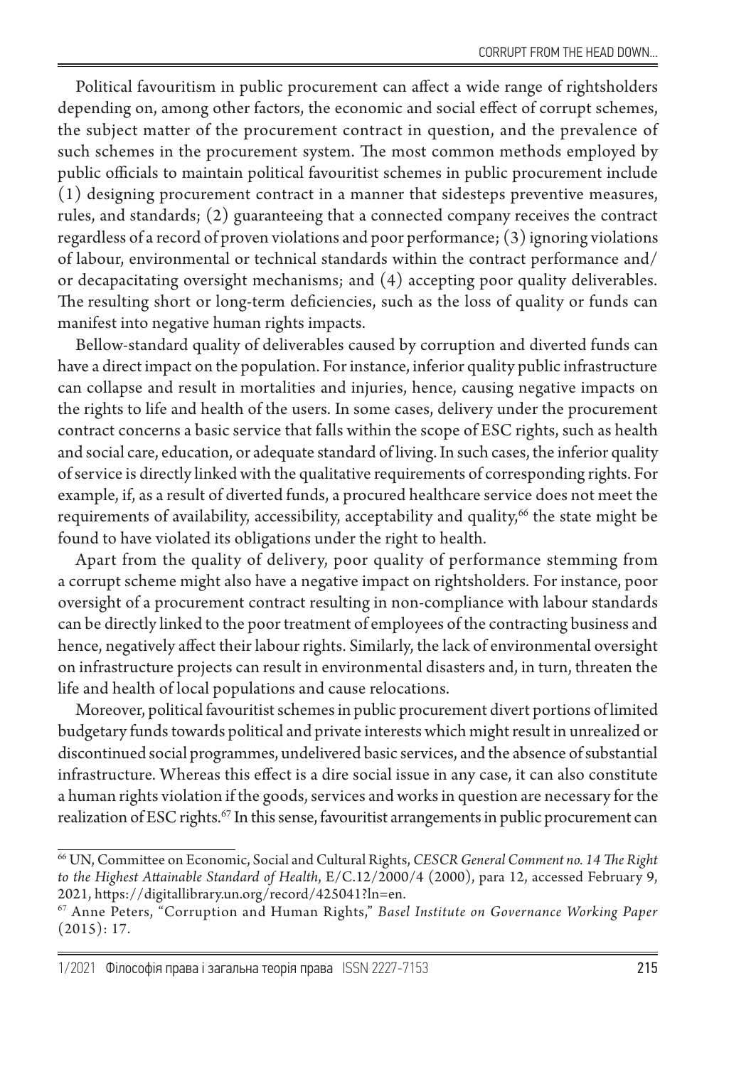Political favouritism in public procurement can affect a wide range of rightsholders depending on, among other factors, the economic and social effect of corrupt schemes, the subject matter of the procurement contract in question, and the prevalence of such schemes in the procurement system. The most common methods employed by public officials to maintain political favouritist schemes in public procurement include (1) designing procurement contract in a manner that sidesteps preventive measures, rules, and standards; (2) guaranteeing that a connected company receives the contract regardless of a record of proven violations and poor performance; (3) ignoring violations of labour, environmental or technical standards within the contract performance and/or decapacitating oversight mechanisms; and (4) accepting poor quality deliverables. The resulting short or long-term deficiencies, such as the loss of quality or funds can manifest into negative human rights impacts.

Bellow-standard quality of deliverables caused by corruption and diverted funds can have a direct impact on the population. For instance, inferior quality public infrastructure can collapse and result in mortalities and injuries, hence, causing negative impacts on the rights to life and health of the users. In some cases, delivery under the procurement contract concerns a basic service that falls within the scope of ESC rights, such as health and social care, education, or adequate standard of living. In such cases, the inferior quality of service is directly linked with the qualitative requirements of corresponding rights. For example, if, as a result of diverted funds, a procured healthcare service does not meet the requirements of availability, accessibility, acceptability and quality,[66] the state might be found to have violated its obligations under the right to health.

Apart from the quality of delivery, poor quality of performance stemming from a corrupt scheme might also have a negative impact on rightsholders. For instance, poor oversight of a procurement contract resulting in non-compliance with labour standards can be directly linked to the poor treatment of employees of the contracting business and hence, negatively affect their labour rights. Similarly, the lack of environmental oversight on infrastructure projects can result in environmental disasters and, in turn, threaten the life and health of local populations and cause relocations.

Moreover, political favouritist schemes in public procurement divert portions of limited budgetary funds towards political and private interests which might result in unrealized or discontinued social programmes, undelivered basic services, and the absence of substantial infrastructure. Whereas this effect is a dire social issue in any case, it can also constitute a human rights violation if the goods, services and works in question are necessary for the realization of ESC rights.[67] In this sense, favouritist arrangements in public procurement can

---

[66] UN, Committee on Economic, Social and Cultural Rights, *CESCR General Comment no. 14 The Right to the Highest Attainable Standard of Health*, E/C.12/2000/4 (2000), para 12, accessed February 9, 2021, https://digitallibrary.un.org/record/425041?ln=en.

[67] Anne Peters, "Corruption and Human Rights," *Basel Institute on Governance Working Paper* (2015): 17.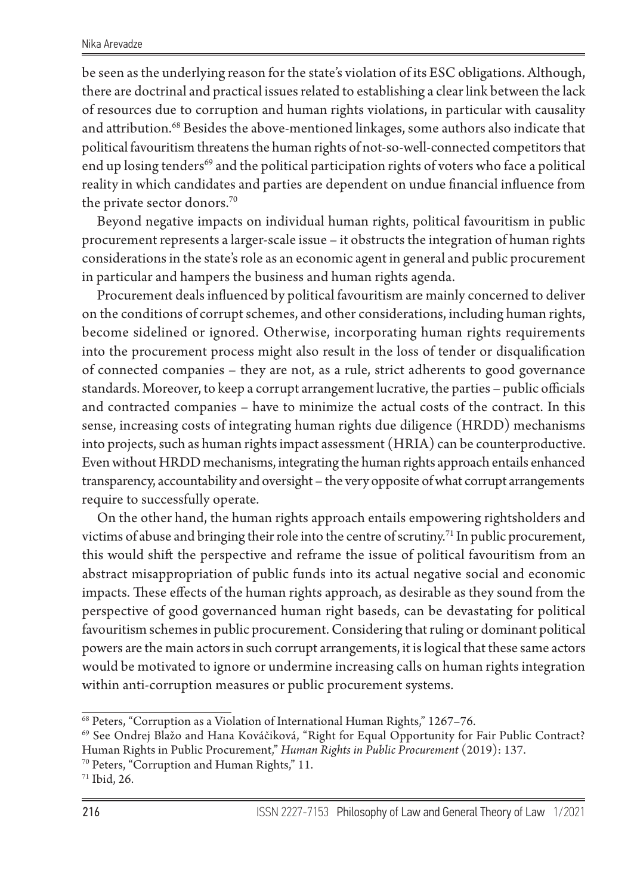be seen as the underlying reason for the state's violation of its ESC obligations. Although, there are doctrinal and practical issues related to establishing a clear link between the lack of resources due to corruption and human rights violations, in particular with causality and attribution.[68] Besides the above-mentioned linkages, some authors also indicate that political favouritism threatens the human rights of not-so-well-connected competitors that end up losing tenders[69] and the political participation rights of voters who face a political reality in which candidates and parties are dependent on undue financial influence from the private sector donors.[70]

Beyond negative impacts on individual human rights, political favouritism in public procurement represents a larger-scale issue – it obstructs the integration of human rights considerations in the state's role as an economic agent in general and public procurement in particular and hampers the business and human rights agenda.

Procurement deals influenced by political favouritism are mainly concerned to deliver on the conditions of corrupt schemes, and other considerations, including human rights, become sidelined or ignored. Otherwise, incorporating human rights requirements into the procurement process might also result in the loss of tender or disqualification of connected companies – they are not, as a rule, strict adherents to good governance standards. Moreover, to keep a corrupt arrangement lucrative, the parties – public officials and contracted companies – have to minimize the actual costs of the contract. In this sense, increasing costs of integrating human rights due diligence (HRDD) mechanisms into projects, such as human rights impact assessment (HRIA) can be counterproductive. Even without HRDD mechanisms, integrating the human rights approach entails enhanced transparency, accountability and oversight – the very opposite of what corrupt arrangements require to successfully operate.

On the other hand, the human rights approach entails empowering rightsholders and victims of abuse and bringing their role into the centre of scrutiny.[71] In public procurement, this would shift the perspective and reframe the issue of political favouritism from an abstract misappropriation of public funds into its actual negative social and economic impacts. These effects of the human rights approach, as desirable as they sound from the perspective of good governanced human right baseds, can be devastating for political favouritism schemes in public procurement. Considering that ruling or dominant political powers are the main actors in such corrupt arrangements, it is logical that these same actors would be motivated to ignore or undermine increasing calls on human rights integration within anti-corruption measures or public procurement systems.

---

[68] Peters, "Corruption as a Violation of International Human Rights," 1267–76.

[69] See Ondrej Blažo and Hana Kováčiková, "Right for Equal Opportunity for Fair Public Contract? Human Rights in Public Procurement," *Human Rights in Public Procurement* (2019): 137.

[70] Peters, "Corruption and Human Rights," 11.

[71] Ibid, 26.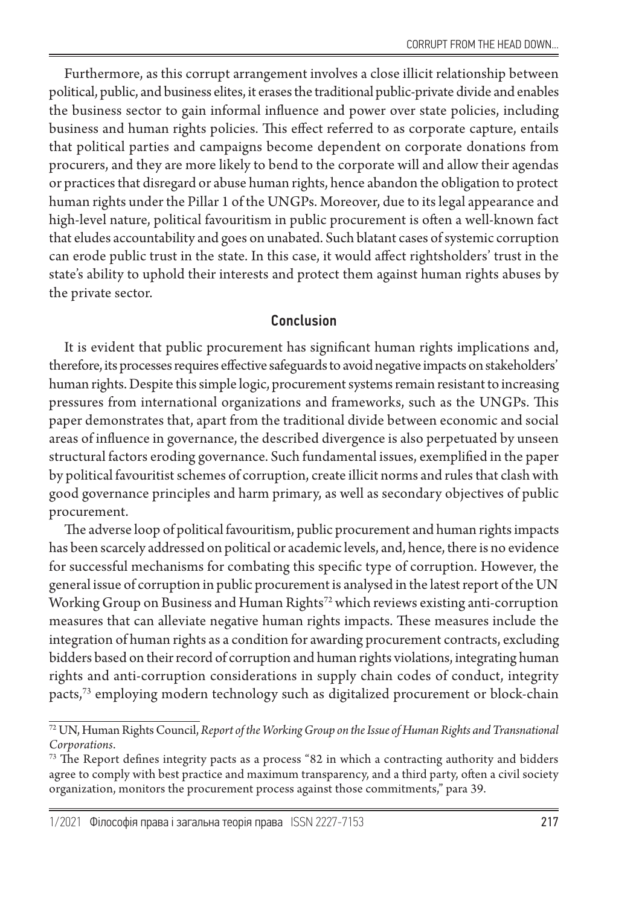Furthermore, as this corrupt arrangement involves a close illicit relationship between political, public, and business elites, it erases the traditional public-private divide and enables the business sector to gain informal influence and power over state policies, including business and human rights policies. This effect referred to as corporate capture, entails that political parties and campaigns become dependent on corporate donations from procurers, and they are more likely to bend to the corporate will and allow their agendas or practices that disregard or abuse human rights, hence abandon the obligation to protect human rights under the Pillar 1 of the UNGPs. Moreover, due to its legal appearance and high-level nature, political favouritism in public procurement is often a well-known fact that eludes accountability and goes on unabated. Such blatant cases of systemic corruption can erode public trust in the state. In this case, it would affect rightsholders' trust in the state's ability to uphold their interests and protect them against human rights abuses by the private sector.

## Conclusion

It is evident that public procurement has significant human rights implications and, therefore, its processes requires effective safeguards to avoid negative impacts on stakeholders' human rights. Despite this simple logic, procurement systems remain resistant to increasing pressures from international organizations and frameworks, such as the UNGPs. This paper demonstrates that, apart from the traditional divide between economic and social areas of influence in governance, the described divergence is also perpetuated by unseen structural factors eroding governance. Such fundamental issues, exemplified in the paper by political favouritist schemes of corruption, create illicit norms and rules that clash with good governance principles and harm primary, as well as secondary objectives of public procurement.

The adverse loop of political favouritism, public procurement and human rights impacts has been scarcely addressed on political or academic levels, and, hence, there is no evidence for successful mechanisms for combating this specific type of corruption. However, the general issue of corruption in public procurement is analysed in the latest report of the UN Working Group on Business and Human Rights[72] which reviews existing anti-corruption measures that can alleviate negative human rights impacts. These measures include the integration of human rights as a condition for awarding procurement contracts, excluding bidders based on their record of corruption and human rights violations, integrating human rights and anti-corruption considerations in supply chain codes of conduct, integrity pacts,[73] employing modern technology such as digitalized procurement or block-chain

---

[72] UN, Human Rights Council, *Report of the Working Group on the Issue of Human Rights and Transnational Corporations*.

[73] The Report defines integrity pacts as a process "82 in which a contracting authority and bidders agree to comply with best practice and maximum transparency, and a third party, often a civil society organization, monitors the procurement process against those commitments," para 39.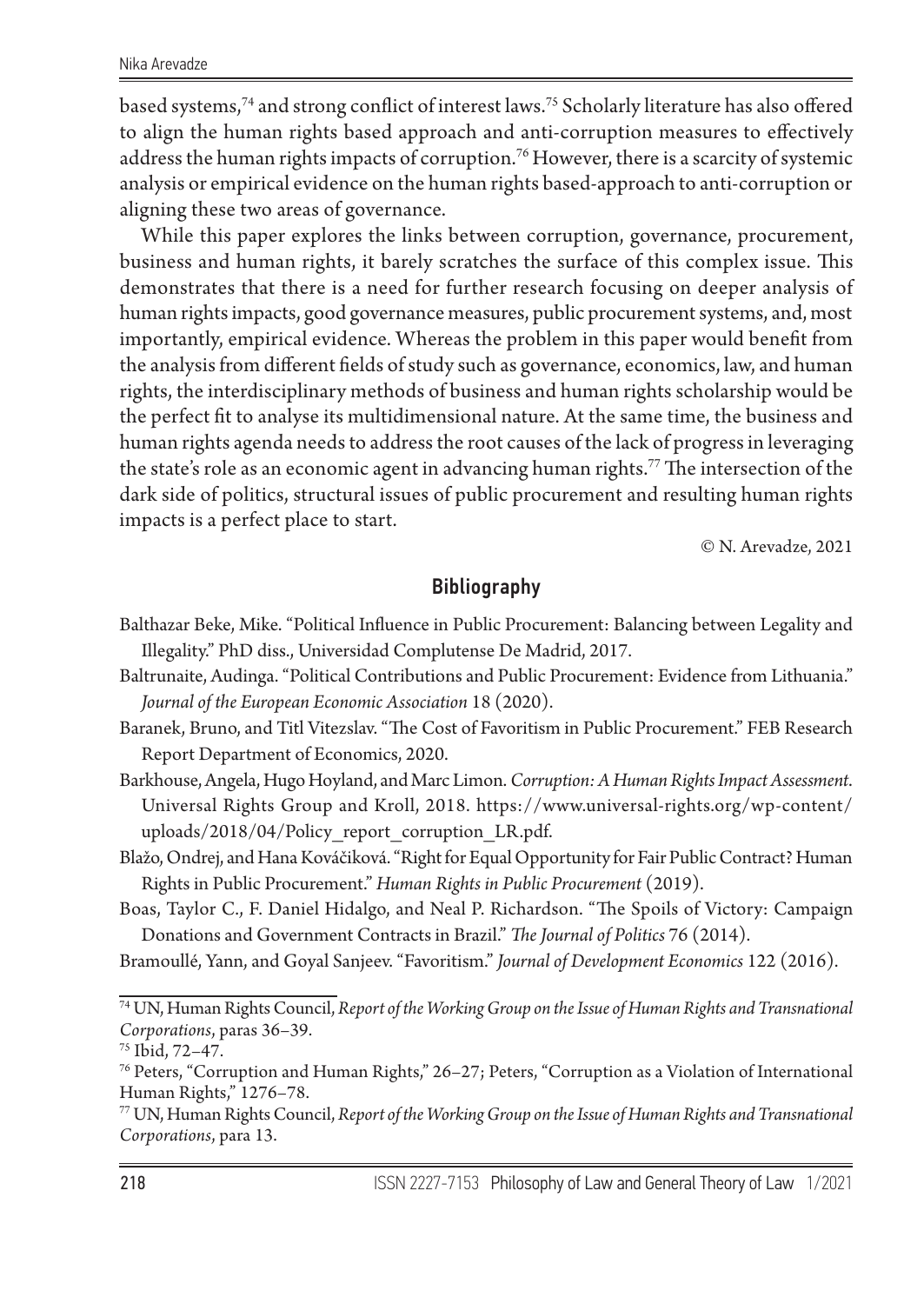based systems,[74] and strong conflict of interest laws.[75] Scholarly literature has also offered to align the human rights based approach and anti-corruption measures to effectively address the human rights impacts of corruption.[76] However, there is a scarcity of systemic analysis or empirical evidence on the human rights based-approach to anti-corruption or aligning these two areas of governance.

While this paper explores the links between corruption, governance, procurement, business and human rights, it barely scratches the surface of this complex issue. This demonstrates that there is a need for further research focusing on deeper analysis of human rights impacts, good governance measures, public procurement systems, and, most importantly, empirical evidence. Whereas the problem in this paper would benefit from the analysis from different fields of study such as governance, economics, law, and human rights, the interdisciplinary methods of business and human rights scholarship would be the perfect fit to analyse its multidimensional nature. At the same time, the business and human rights agenda needs to address the root causes of the lack of progress in leveraging the state's role as an economic agent in advancing human rights.[77] The intersection of the dark side of politics, structural issues of public procurement and resulting human rights impacts is a perfect place to start.

© N. Arevadze, 2021

## Bibliography

Balthazar Beke, Mike. "Political Influence in Public Procurement: Balancing between Legality and Illegality." PhD diss., Universidad Complutense De Madrid, 2017.

Baltrunaite, Audinga. "Political Contributions and Public Procurement: Evidence from Lithuania." *Journal of the European Economic Association* 18 (2020).

Baranek, Bruno, and Titl Vitezslav. "The Cost of Favoritism in Public Procurement." FEB Research Report Department of Economics, 2020.

Barkhouse, Angela, Hugo Hoyland, and Marc Limon. *Corruption: A Human Rights Impact Assessment*. Universal Rights Group and Kroll, 2018. https://www.universal-rights.org/wp-content/uploads/2018/04/Policy_report_corruption_LR.pdf.

Blažo, Ondrej, and Hana Kováčiková. "Right for Equal Opportunity for Fair Public Contract? Human Rights in Public Procurement." *Human Rights in Public Procurement* (2019).

Boas, Taylor C., F. Daniel Hidalgo, and Neal P. Richardson. "The Spoils of Victory: Campaign Donations and Government Contracts in Brazil." *The Journal of Politics* 76 (2014).

Bramoullé, Yann, and Goyal Sanjeev. "Favoritism." *Journal of Development Economics* 122 (2016).

---

[74] UN, Human Rights Council, *Report of the Working Group on the Issue of Human Rights and Transnational Corporations*, paras 36–39.

[75] Ibid, 72–47.

[76] Peters, "Corruption and Human Rights," 26–27; Peters, "Corruption as a Violation of International Human Rights," 1276–78.

[77] UN, Human Rights Council, *Report of the Working Group on the Issue of Human Rights and Transnational Corporations*, para 13.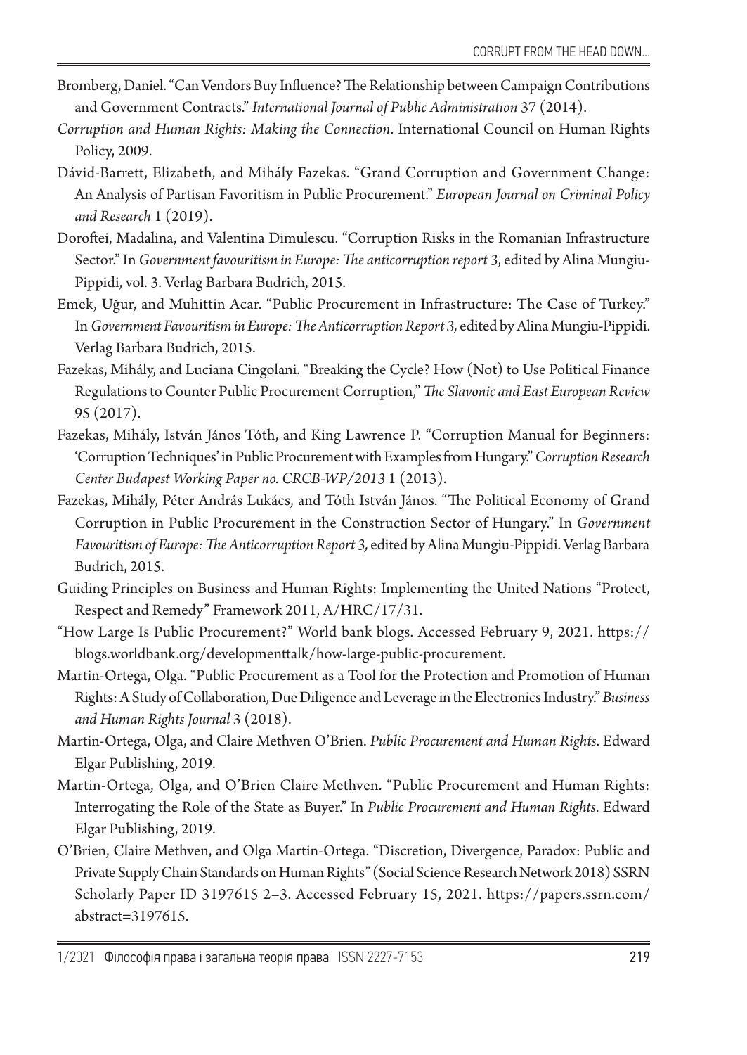Bromberg, Daniel. "Can Vendors Buy Influence? The Relationship between Campaign Contributions and Government Contracts." *International Journal of Public Administration* 37 (2014).

*Corruption and Human Rights: Making the Connection*. International Council on Human Rights Policy, 2009.

Dávid-Barrett, Elizabeth, and Mihály Fazekas. "Grand Corruption and Government Change: An Analysis of Partisan Favoritism in Public Procurement." *European Journal on Criminal Policy and Research* 1 (2019).

Doroftei, Madalina, and Valentina Dimulescu. "Corruption Risks in the Romanian Infrastructure Sector." In *Government favouritism in Europe: The anticorruption report 3*, edited by Alina Mungiu-Pippidi, vol. 3. Verlag Barbara Budrich, 2015.

Emek, Uğur, and Muhittin Acar. "Public Procurement in Infrastructure: The Case of Turkey." In *Government Favouritism in Europe: The Anticorruption Report 3,* edited by Alina Mungiu-Pippidi. Verlag Barbara Budrich, 2015.

Fazekas, Mihály, and Luciana Cingolani. "Breaking the Cycle? How (Not) to Use Political Finance Regulations to Counter Public Procurement Corruption," *The Slavonic and East European Review* 95 (2017).

Fazekas, Mihály, István János Tóth, and King Lawrence P. "Corruption Manual for Beginners: 'Corruption Techniques' in Public Procurement with Examples from Hungary." *Corruption Research Center Budapest Working Paper no. CRCB-WP/2013* 1 (2013).

Fazekas, Mihály, Péter András Lukács, and Tóth István János. "The Political Economy of Grand Corruption in Public Procurement in the Construction Sector of Hungary." In *Government Favouritism of Europe: The Anticorruption Report 3,* edited by Alina Mungiu-Pippidi. Verlag Barbara Budrich, 2015.

Guiding Principles on Business and Human Rights: Implementing the United Nations "Protect, Respect and Remedy" Framework 2011, A/HRC/17/31.

"How Large Is Public Procurement?" World bank blogs. Accessed February 9, 2021. https://blogs.worldbank.org/developmenttalk/how-large-public-procurement.

Martin-Ortega, Olga. "Public Procurement as a Tool for the Protection and Promotion of Human Rights: A Study of Collaboration, Due Diligence and Leverage in the Electronics Industry." *Business and Human Rights Journal* 3 (2018).

Martin-Ortega, Olga, and Claire Methven O'Brien. *Public Procurement and Human Rights*. Edward Elgar Publishing, 2019.

Martin-Ortega, Olga, and O'Brien Claire Methven. "Public Procurement and Human Rights: Interrogating the Role of the State as Buyer." In *Public Procurement and Human Rights*. Edward Elgar Publishing, 2019.

O'Brien, Claire Methven, and Olga Martin-Ortega. "Discretion, Divergence, Paradox: Public and Private Supply Chain Standards on Human Rights" (Social Science Research Network 2018) SSRN Scholarly Paper ID 3197615 2–3. Accessed February 15, 2021. https://papers.ssrn.com/abstract=3197615.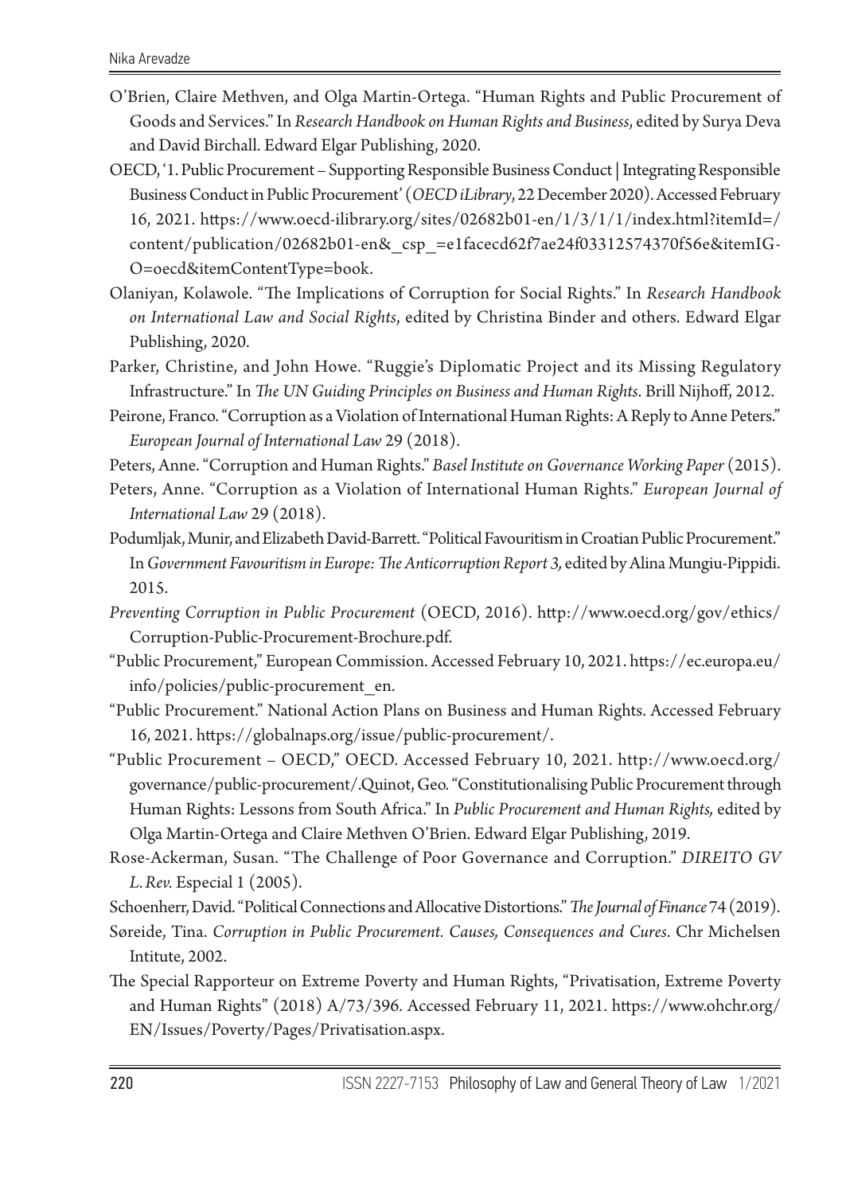O'Brien, Claire Methven, and Olga Martin-Ortega. "Human Rights and Public Procurement of Goods and Services." In *Research Handbook on Human Rights and Business*, edited by Surya Deva and David Birchall. Edward Elgar Publishing, 2020.

OECD, '1. Public Procurement – Supporting Responsible Business Conduct | Integrating Responsible Business Conduct in Public Procurement' (*OECD iLibrary*, 22 December 2020). Accessed February 16, 2021. https://www.oecd-ilibrary.org/sites/02682b01-en/1/3/1/1/index.html?itemId=/content/publication/02682b01-en&_csp_=e1facecd62f7ae24f03312574370f56e&itemIGO=oecd&itemContentType=book.

Olaniyan, Kolawole. "The Implications of Corruption for Social Rights." In *Research Handbook on International Law and Social Rights*, edited by Christina Binder and others. Edward Elgar Publishing, 2020.

Parker, Christine, and John Howe. "Ruggie's Diplomatic Project and its Missing Regulatory Infrastructure." In *The UN Guiding Principles on Business and Human Rights*. Brill Nijhoff, 2012.

Peirone, Franco. "Corruption as a Violation of International Human Rights: A Reply to Anne Peters." *European Journal of International Law* 29 (2018).

Peters, Anne. "Corruption and Human Rights." *Basel Institute on Governance Working Paper* (2015).

Peters, Anne. "Corruption as a Violation of International Human Rights." *European Journal of International Law* 29 (2018).

Podumljak, Munir, and Elizabeth David-Barrett. "Political Favouritism in Croatian Public Procurement." In *Government Favouritism in Europe: The Anticorruption Report 3,* edited by Alina Mungiu-Pippidi. 2015.

*Preventing Corruption in Public Procurement* (OECD, 2016). http://www.oecd.org/gov/ethics/Corruption-Public-Procurement-Brochure.pdf.

"Public Procurement," European Commission. Accessed February 10, 2021. https://ec.europa.eu/info/policies/public-procurement_en.

"Public Procurement." National Action Plans on Business and Human Rights. Accessed February 16, 2021. https://globalnaps.org/issue/public-procurement/.

"Public Procurement – OECD," OECD. Accessed February 10, 2021. http://www.oecd.org/governance/public-procurement/.Quinot, Geo. "Constitutionalising Public Procurement through Human Rights: Lessons from South Africa." In *Public Procurement and Human Rights,* edited by Olga Martin-Ortega and Claire Methven O'Brien. Edward Elgar Publishing, 2019.

Rose-Ackerman, Susan. "The Challenge of Poor Governance and Corruption." *DIREITO GV L. Rev.* Especial 1 (2005).

Schoenherr, David. "Political Connections and Allocative Distortions." *The Journal of Finance* 74 (2019).

Søreide, Tina. *Corruption in Public Procurement. Causes, Consequences and Cures*. Chr Michelsen Intitute, 2002.

The Special Rapporteur on Extreme Poverty and Human Rights, "Privatisation, Extreme Poverty and Human Rights" (2018) A/73/396. Accessed February 11, 2021. https://www.ohchr.org/EN/Issues/Poverty/Pages/Privatisation.aspx.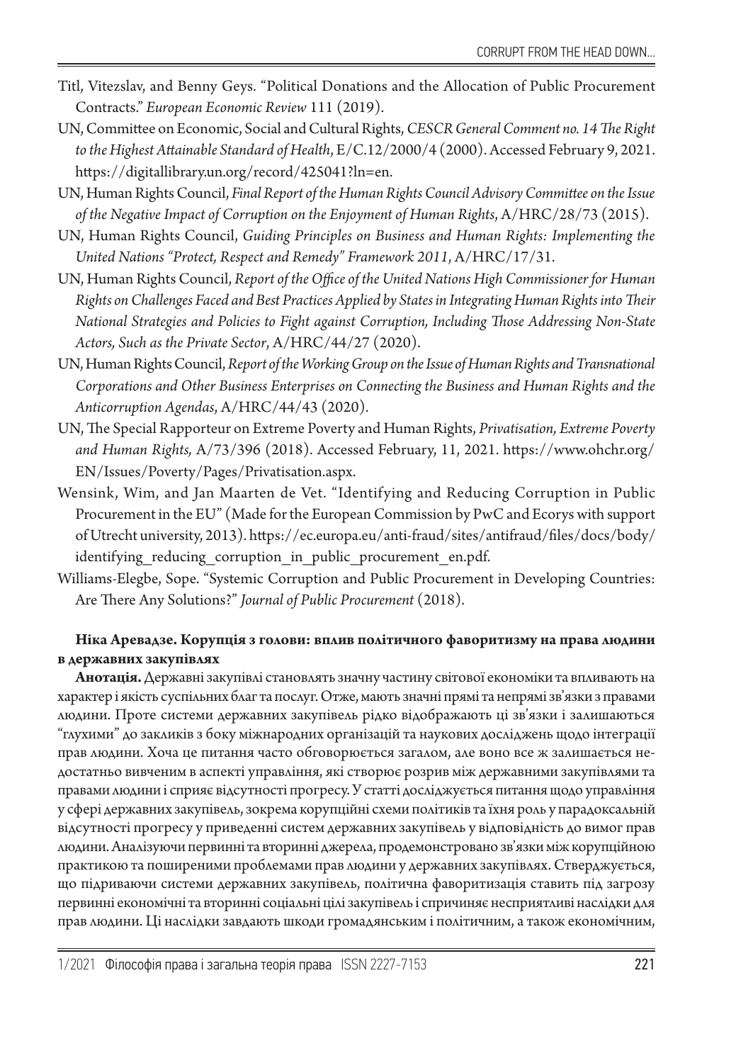Titl, Vitezslav, and Benny Geys. "Political Donations and the Allocation of Public Procurement Contracts." *European Economic Review* 111 (2019).

UN, Committee on Economic, Social and Cultural Rights, *CESCR General Comment no. 14 The Right to the Highest Attainable Standard of Health*, E/C.12/2000/4 (2000). Accessed February 9, 2021. https://digitallibrary.un.org/record/425041?ln=en.

UN, Human Rights Council, *Final Report of the Human Rights Council Advisory Committee on the Issue of the Negative Impact of Corruption on the Enjoyment of Human Rights*, A/HRC/28/73 (2015).

UN, Human Rights Council, *Guiding Principles on Business and Human Rights: Implementing the United Nations "Protect, Respect and Remedy" Framework 2011*, A/HRC/17/31.

UN, Human Rights Council, *Report of the Office of the United Nations High Commissioner for Human Rights on Challenges Faced and Best Practices Applied by States in Integrating Human Rights into Their National Strategies and Policies to Fight against Corruption, Including Those Addressing Non-State Actors, Such as the Private Sector*, A/HRC/44/27 (2020).

UN, Human Rights Council, *Report of the Working Group on the Issue of Human Rights and Transnational Corporations and Other Business Enterprises on Connecting the Business and Human Rights and the Anticorruption Agendas*, A/HRC/44/43 (2020).

UN, The Special Rapporteur on Extreme Poverty and Human Rights, *Privatisation, Extreme Poverty and Human Rights,* A/73/396 (2018). Accessed February, 11, 2021. https://www.ohchr.org/EN/Issues/Poverty/Pages/Privatisation.aspx.

Wensink, Wim, and Jan Maarten de Vet. "Identifying and Reducing Corruption in Public Procurement in the EU" (Made for the European Commission by PwC and Ecorys with support of Utrecht university, 2013). https://ec.europa.eu/anti-fraud/sites/antifraud/files/docs/body/identifying_reducing_corruption_in_public_procurement_en.pdf.

Williams-Elegbe, Sope. "Systemic Corruption and Public Procurement in Developing Countries: Are There Any Solutions?" *Journal of Public Procurement* (2018).

**Ніка Аревадзе. Корупція з голови: вплив політичного фаворитизму на права людини в державних закупівлях**

**Анотація.** Державні закупівлі становлять значну частину світової економіки та впливають на характер і якість суспільних благ та послуг. Отже, мають значні прямі та непрямі зв'язки з правами людини. Проте системи державних закупівель рідко відображають ці зв'язки і залишаються "глухими" до закликів з боку міжнародних організацій та наукових досліджень щодо інтеграції прав людини. Хоча це питання часто обговорюється загалом, але воно все ж залишається недостатньо вивченим в аспекті управління, які створює розрив між державними закупівлями та правами людини і сприяє відсутності прогресу. У статті досліджується питання щодо управління у сфері державних закупівель, зокрема корупційні схеми політиків та їхня роль у парадоксальній відсутності прогресу у приведенні систем державних закупівель у відповідність до вимог прав людини. Аналізуючи первинні та вторинні джерела, продемонстровано зв'язки між корупційною практикою та поширеними проблемами прав людини у державних закупівлях. Стверджується, що підриваючи системи державних закупівель, політична фаворитизація ставить під загрозу первинні економічні та вторинні соціальні цілі закупівель і спричиняє несприятливі наслідки для прав людини. Ці наслідки завдають шкоди громадянським і політичним, а також економічним,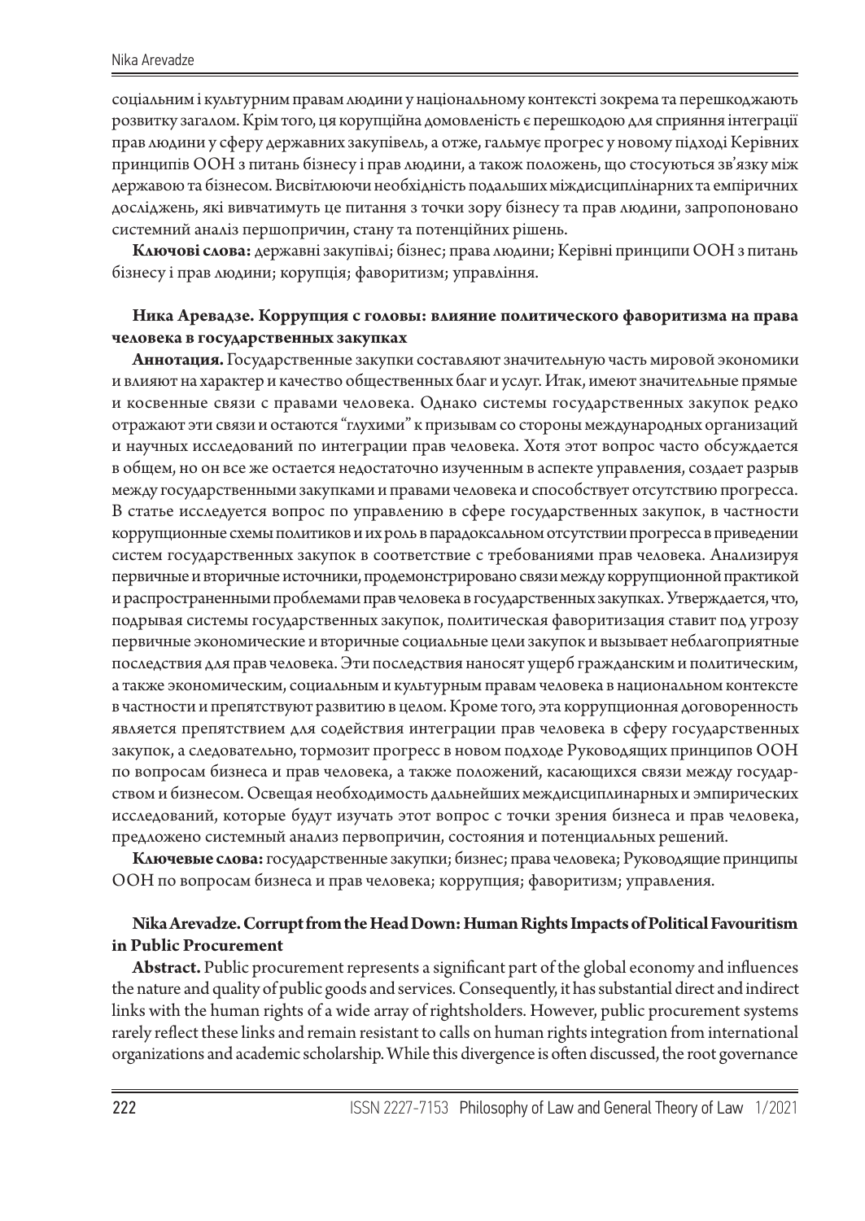соціальним і культурним правам людини у національному контексті зокрема та перешкоджають розвитку загалом. Крім того, ця корупційна домовленість є перешкодою для сприяння інтеграції прав людини у сферу державних закупівель, а отже, гальмує прогрес у новому підході Керівних принципів ООН з питань бізнесу і прав людини, а також положень, що стосуються зв'язку між державою та бізнесом. Висвітлюючи необхідність подальших міждисциплінарних та емпіричних досліджень, які вивчатимуть це питання з точки зору бізнесу та прав людини, запропоновано системний аналіз першопричин, стану та потенційних рішень.

**Ключові слова:** державні закупівлі; бізнес; права людини; Керівні принципи ООН з питань бізнесу і прав людини; корупція; фаворитизм; управління.

**Ника Аревадзе. Коррупция с головы: влияние политического фаворитизма на права человека в государственных закупках**

**Аннотация.** Государственные закупки составляют значительную часть мировой экономики и влияют на характер и качество общественных благ и услуг. Итак, имеют значительные прямые и косвенные связи с правами человека. Однако системы государственных закупок редко отражают эти связи и остаются "глухими" к призывам со стороны международных организаций и научных исследований по интеграции прав человека. Хотя этот вопрос часто обсуждается в общем, но он все же остается недостаточно изученным в аспекте управления, создает разрыв между государственными закупками и правами человека и способствует отсутствию прогресса. В статье исследуется вопрос по управлению в сфере государственных закупок, в частности коррупционные схемы политиков и их роль в парадоксальном отсутствии прогресса в приведении систем государственных закупок в соответствие с требованиями прав человека. Анализируя первичные и вторичные источники, продемонстрировано связи между коррупционной практикой и распространенными проблемами прав человека в государственных закупках. Утверждается, что, подрывая системы государственных закупок, политическая фаворитизация ставит под угрозу первичные экономические и вторичные социальные цели закупок и вызывает неблагоприятные последствия для прав человека. Эти последствия наносят ущерб гражданским и политическим, а также экономическим, социальным и культурным правам человека в национальном контексте в частности и препятствуют развитию в целом. Кроме того, эта коррупционная договоренность является препятствием для содействия интеграции прав человека в сферу государственных закупок, а следовательно, тормозит прогресс в новом подходе Руководящих принципов ООН по вопросам бизнеса и прав человека, а также положений, касающихся связи между государством и бизнесом. Освещая необходимость дальнейших междисциплинарных и эмпирических исследований, которые будут изучать этот вопрос с точки зрения бизнеса и прав человека, предложено системный анализ первопричин, состояния и потенциальных решений.

**Ключевые слова:** государственные закупки; бизнес; права человека; Руководящие принципы ООН по вопросам бизнеса и прав человека; коррупция; фаворитизм; управления.

**Nika Arevadze. Corrupt from the Head Down: Human Rights Impacts of Political Favouritism in Public Procurement**

**Abstract.** Public procurement represents a significant part of the global economy and influences the nature and quality of public goods and services. Consequently, it has substantial direct and indirect links with the human rights of a wide array of rightsholders. However, public procurement systems rarely reflect these links and remain resistant to calls on human rights integration from international organizations and academic scholarship. While this divergence is often discussed, the root governance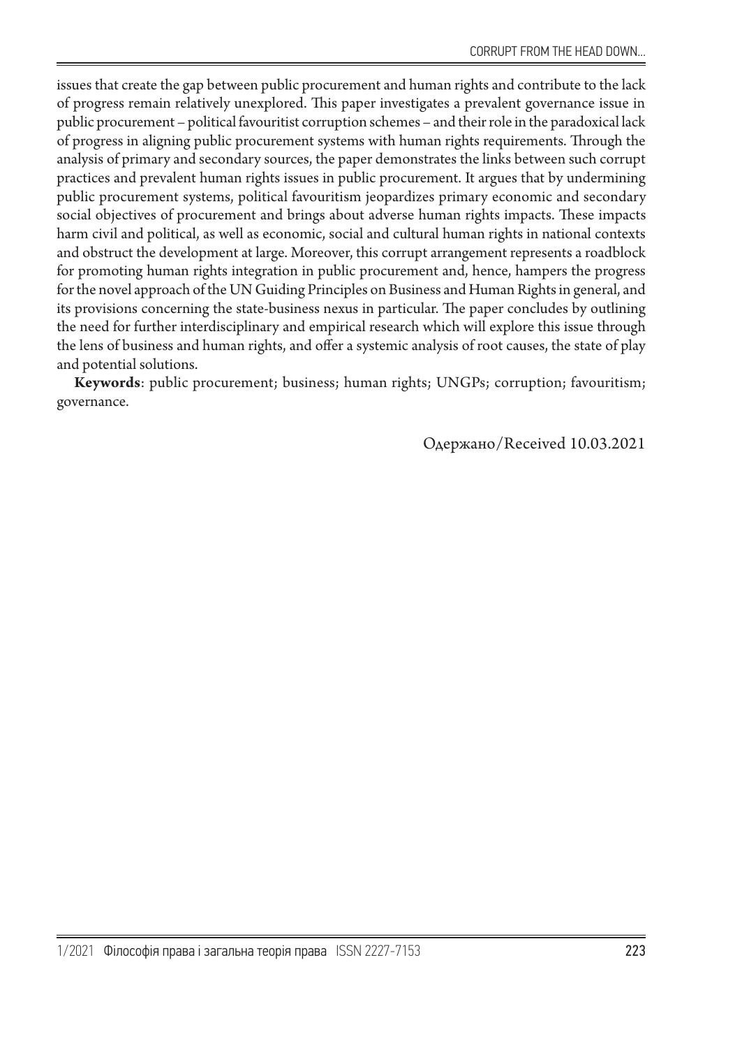issues that create the gap between public procurement and human rights and contribute to the lack of progress remain relatively unexplored. This paper investigates a prevalent governance issue in public procurement – political favouritist corruption schemes – and their role in the paradoxical lack of progress in aligning public procurement systems with human rights requirements. Through the analysis of primary and secondary sources, the paper demonstrates the links between such corrupt practices and prevalent human rights issues in public procurement. It argues that by undermining public procurement systems, political favouritism jeopardizes primary economic and secondary social objectives of procurement and brings about adverse human rights impacts. These impacts harm civil and political, as well as economic, social and cultural human rights in national contexts and obstruct the development at large. Moreover, this corrupt arrangement represents a roadblock for promoting human rights integration in public procurement and, hence, hampers the progress for the novel approach of the UN Guiding Principles on Business and Human Rights in general, and its provisions concerning the state-business nexus in particular. The paper concludes by outlining the need for further interdisciplinary and empirical research which will explore this issue through the lens of business and human rights, and offer a systemic analysis of root causes, the state of play and potential solutions.

**Keywords**: public procurement; business; human rights; UNGPs; corruption; favouritism; governance.

Одержано/Received 10.03.2021